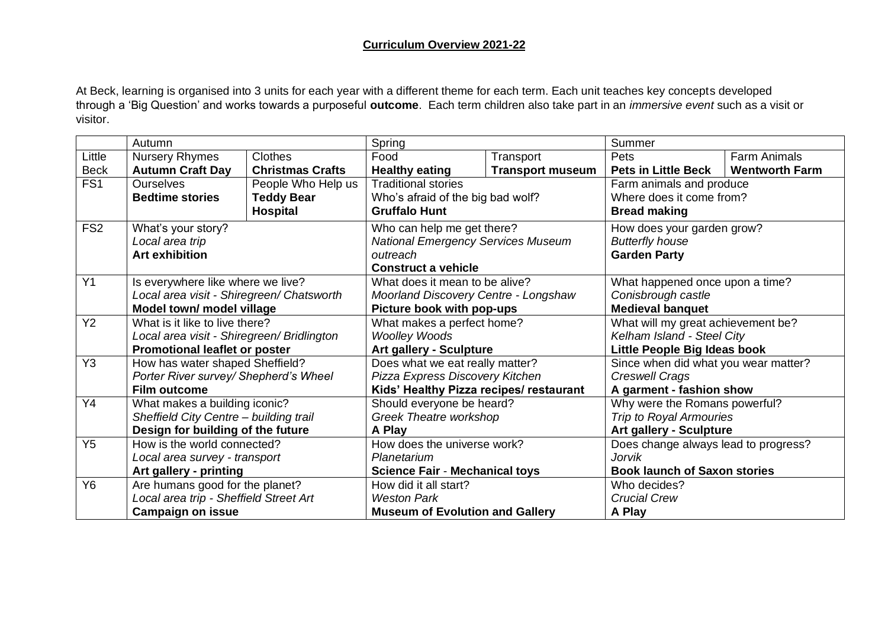## **Curriculum Overview 2021-22**

At Beck, learning is organised into 3 units for each year with a different theme for each term. Each unit teaches key concepts developed through a 'Big Question' and works towards a purposeful **outcome**. Each term children also take part in an *immersive event* such as a visit or visitor.

| | Autumn | | Spring | | Summer | |
|---|---|---|---|---|---|---|
| Little Beck | Nursery Rhymes<br>**Autumn Craft Day** | Clothes<br>**Christmas Crafts** | Food<br>**Healthy eating** | Transport<br>**Transport museum** | Pets<br>**Pets in Little Beck** | Farm Animals<br>**Wentworth Farm** |
| FS1 | Ourselves<br>**Bedtime stories** | People Who Help us<br>**Teddy Bear Hospital** | Traditional stories<br>Who's afraid of the big bad wolf?<br>**Gruffalo Hunt** | | Farm animals and produce<br>Where does it come from?<br>**Bread making** | |
| FS2 | What's your story?<br>*Local area trip*<br>**Art exhibition** | | Who can help me get there?<br>*National Emergency Services Museum outreach*<br>**Construct a vehicle** | | How does your garden grow?<br>*Butterfly house*<br>**Garden Party** | |
| Y1 | Is everywhere like where we live?<br>*Local area visit - Shiregreen/ Chatsworth*<br>**Model town/ model village** | | What does it mean to be alive?<br>*Moorland Discovery Centre - Longshaw*<br>**Picture book with pop-ups** | | What happened once upon a time?<br>*Conisbrough castle*<br>**Medieval banquet** | |
| Y2 | What is it like to live there?<br>*Local area visit - Shiregreen/ Bridlington*<br>**Promotional leaflet or poster** | | What makes a perfect home?<br>*Woolley Woods*<br>**Art gallery - Sculpture** | | What will my great achievement be?<br>*Kelham Island - Steel City*<br>**Little People Big Ideas book** | |
| Y3 | How has water shaped Sheffield?<br>*Porter River survey/ Shepherd's Wheel*<br>**Film outcome** | | Does what we eat really matter?<br>*Pizza Express Discovery Kitchen*<br>**Kids' Healthy Pizza recipes/ restaurant** | | Since when did what you wear matter?<br>*Creswell Crags*<br>**A garment - fashion show** | |
| Y4 | What makes a building iconic?<br>*Sheffield City Centre – building trail*<br>**Design for building of the future** | | Should everyone be heard?<br>*Greek Theatre workshop*<br>**A Play** | | Why were the Romans powerful?<br>*Trip to Royal Armouries*<br>**Art gallery - Sculpture** | |
| Y5 | How is the world connected?<br>*Local area survey - transport*<br>**Art gallery - printing** | | How does the universe work?<br>*Planetarium*<br>**Science Fair - Mechanical toys** | | Does change always lead to progress?<br>*Jorvik*<br>**Book launch of Saxon stories** | |
| Y6 | Are humans good for the planet?<br>*Local area trip - Sheffield Street Art*<br>**Campaign on issue** | | How did it all start?<br>*Weston Park*<br>**Museum of Evolution and Gallery** | | Who decides?<br>*Crucial Crew*<br>**A Play** | |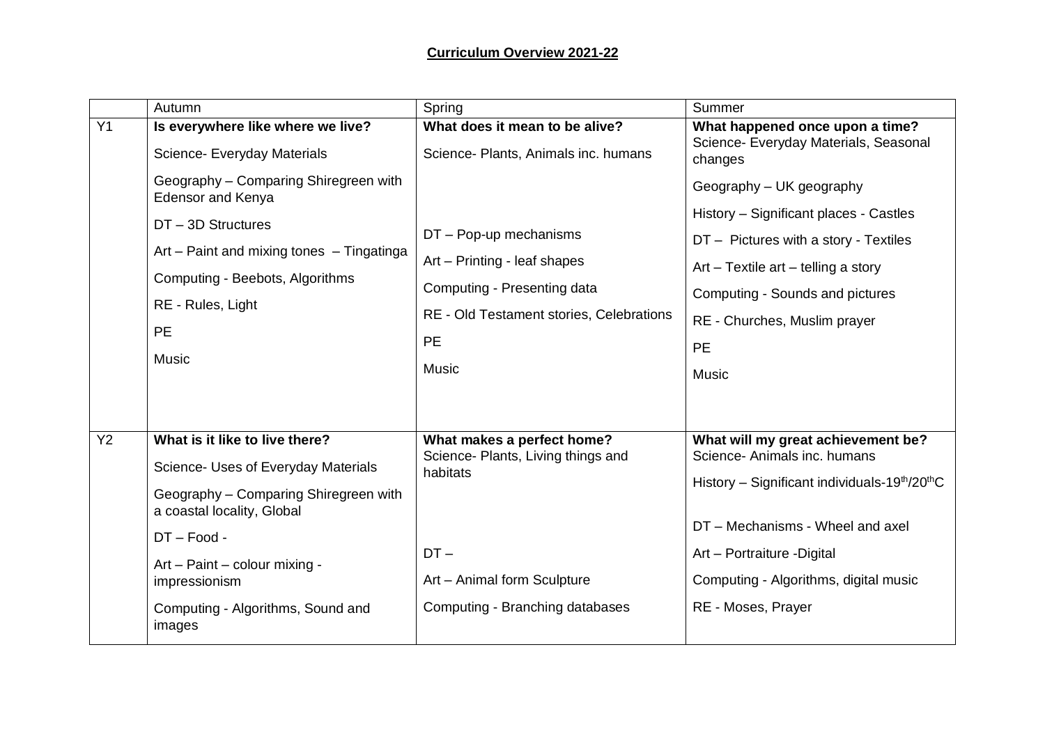**Curriculum Overview 2021-22**

| | Autumn | Spring | Summer |
|---|---|---|---|
| Y1 | **Is everywhere like where we live?**<br>Science- Everyday Materials<br>Geography – Comparing Shiregreen with Edensor and Kenya<br>DT – 3D Structures<br>Art – Paint and mixing tones – Tingatinga<br>Computing - Beebots, Algorithms<br>RE - Rules, Light<br>PE<br>Music | **What does it mean to be alive?**<br>Science- Plants, Animals inc. humans<br>DT – Pop-up mechanisms<br>Art – Printing - leaf shapes<br>Computing - Presenting data<br>RE - Old Testament stories, Celebrations<br>PE<br>Music | **What happened once upon a time?**<br>Science- Everyday Materials, Seasonal changes<br>Geography – UK geography<br>History – Significant places - Castles<br>DT – Pictures with a story - Textiles<br>Art – Textile art – telling a story<br>Computing - Sounds and pictures<br>RE - Churches, Muslim prayer<br>PE<br>Music |
| Y2 | **What is it like to live there?**<br>Science- Uses of Everyday Materials<br>Geography – Comparing Shiregreen with a coastal locality, Global<br>DT – Food -<br>Art – Paint – colour mixing - impressionism<br>Computing - Algorithms, Sound and images | **What makes a perfect home?**<br>Science- Plants, Living things and habitats<br>DT –<br>Art – Animal form Sculpture<br>Computing - Branching databases | **What will my great achievement be?**<br>Science- Animals inc. humans<br>History – Significant individuals-19th/20thC<br>DT – Mechanisms - Wheel and axel<br>Art – Portraiture -Digital<br>Computing - Algorithms, digital music<br>RE - Moses, Prayer |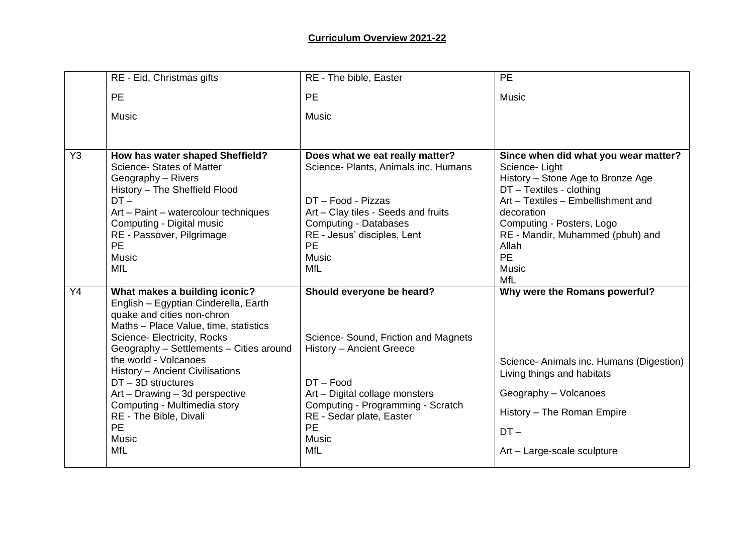**Curriculum Overview 2021-22**

| | | | |
|---|---|---|---|
| | RE - Eid, Christmas gifts<br>PE<br>Music | RE - The bible, Easter<br>PE<br>Music | PE<br>Music |
| Y3 | **How has water shaped Sheffield?**<br>Science- States of Matter<br>Geography – Rivers<br>History – The Sheffield Flood<br>DT –<br>Art – Paint – watercolour techniques<br>Computing - Digital music<br>RE - Passover, Pilgrimage<br>PE<br>Music<br>MfL | **Does what we eat really matter?**<br>Science- Plants, Animals inc. Humans<br>DT – Food - Pizzas<br>Art – Clay tiles - Seeds and fruits<br>Computing - Databases<br>RE - Jesus' disciples, Lent<br>PE<br>Music<br>MfL | **Since when did what you wear matter?**<br>Science- Light<br>History – Stone Age to Bronze Age<br>DT – Textiles - clothing<br>Art – Textiles – Embellishment and decoration<br>Computing - Posters, Logo<br>RE - Mandir, Muhammed (pbuh) and Allah<br>PE<br>Music<br>MfL |
| Y4 | **What makes a building iconic?**<br>English – Egyptian Cinderella, Earth quake and cities non-chron<br>Maths – Place Value, time, statistics<br>Science- Electricity, Rocks<br>Geography – Settlements – Cities around the world - Volcanoes<br>History – Ancient Civilisations<br>DT – 3D structures<br>Art – Drawing – 3d perspective<br>Computing - Multimedia story<br>RE - The Bible, Divali<br>PE<br>Music<br>MfL | **Should everyone be heard?**<br>Science- Sound, Friction and Magnets<br>History – Ancient Greece<br>DT – Food<br>Art – Digital collage monsters<br>Computing - Programming - Scratch<br>RE - Sedar plate, Easter<br>PE<br>Music<br>MfL | **Why were the Romans powerful?**<br>Science- Animals inc. Humans (Digestion) Living things and habitats<br>Geography – Volcanoes<br>History – The Roman Empire<br>DT –<br>Art – Large-scale sculpture |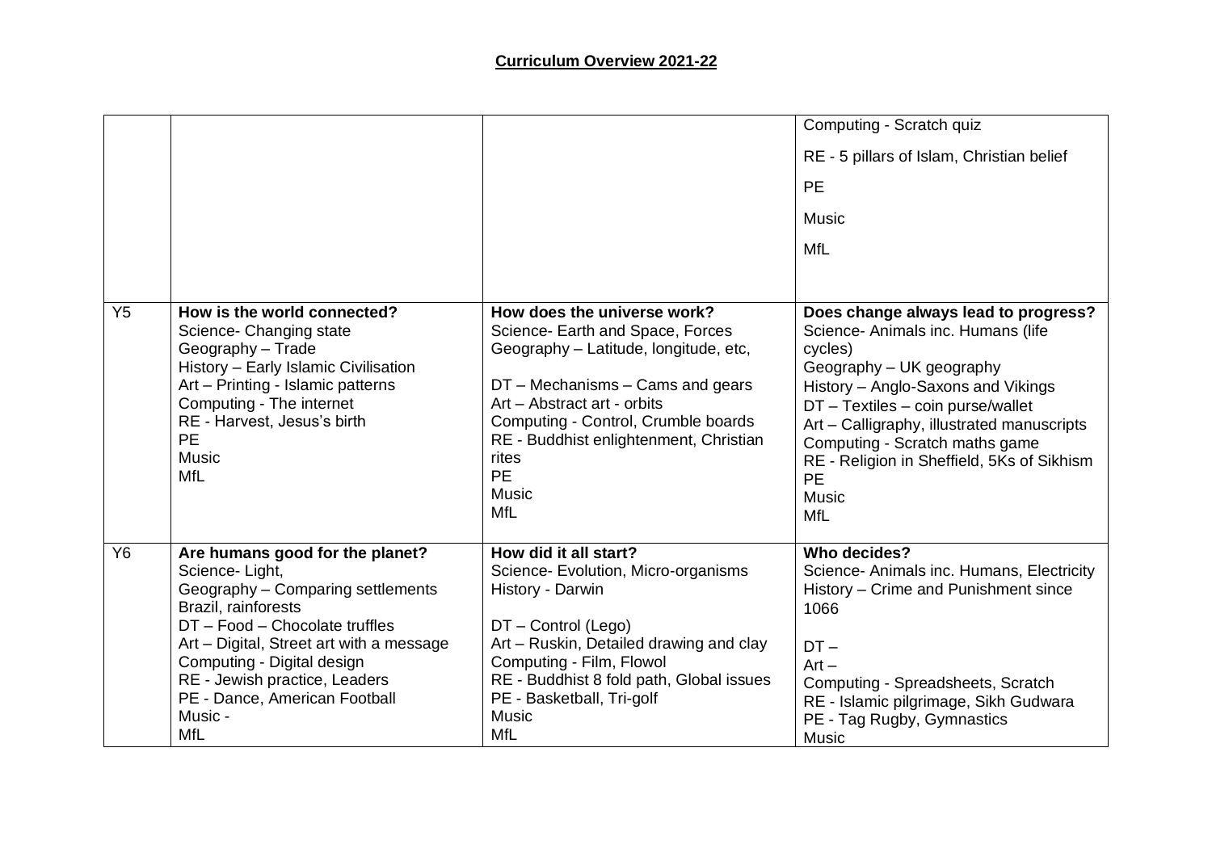**Curriculum Overview 2021-22**

| | | | |
|---|---|---|---|
| | | | Computing - Scratch quiz<br><br>RE - 5 pillars of Islam, Christian belief<br><br>PE<br><br>Music<br><br>MfL |
| Y5 | **How is the world connected?**<br>Science- Changing state<br>Geography – Trade<br>History – Early Islamic Civilisation<br>Art – Printing - Islamic patterns<br>Computing - The internet<br>RE - Harvest, Jesus's birth<br>PE<br>Music<br>MfL | **How does the universe work?**<br>Science- Earth and Space, Forces<br>Geography – Latitude, longitude, etc,<br><br>DT – Mechanisms – Cams and gears<br>Art – Abstract art - orbits<br>Computing - Control, Crumble boards<br>RE - Buddhist enlightenment, Christian rites<br>PE<br>Music<br>MfL | **Does change always lead to progress?**<br>Science- Animals inc. Humans (life cycles)<br>Geography – UK geography<br>History – Anglo-Saxons and Vikings<br>DT – Textiles – coin purse/wallet<br>Art – Calligraphy, illustrated manuscripts<br>Computing - Scratch maths game<br>RE - Religion in Sheffield, 5Ks of Sikhism<br>PE<br>Music<br>MfL |
| Y6 | **Are humans good for the planet?**<br>Science- Light,<br>Geography – Comparing settlements Brazil, rainforests<br>DT – Food – Chocolate truffles<br>Art – Digital, Street art with a message<br>Computing - Digital design<br>RE - Jewish practice, Leaders<br>PE - Dance, American Football<br>Music -<br>MfL | **How did it all start?**<br>Science- Evolution, Micro-organisms<br>History - Darwin<br><br>DT – Control (Lego)<br>Art – Ruskin, Detailed drawing and clay<br>Computing - Film, Flowol<br>RE - Buddhist 8 fold path, Global issues<br>PE - Basketball, Tri-golf<br>Music<br>MfL | **Who decides?**<br>Science- Animals inc. Humans, Electricity<br>History – Crime and Punishment since 1066<br><br>DT –<br>Art –<br>Computing - Spreadsheets, Scratch<br>RE - Islamic pilgrimage, Sikh Gudwara<br>PE - Tag Rugby, Gymnastics<br>Music |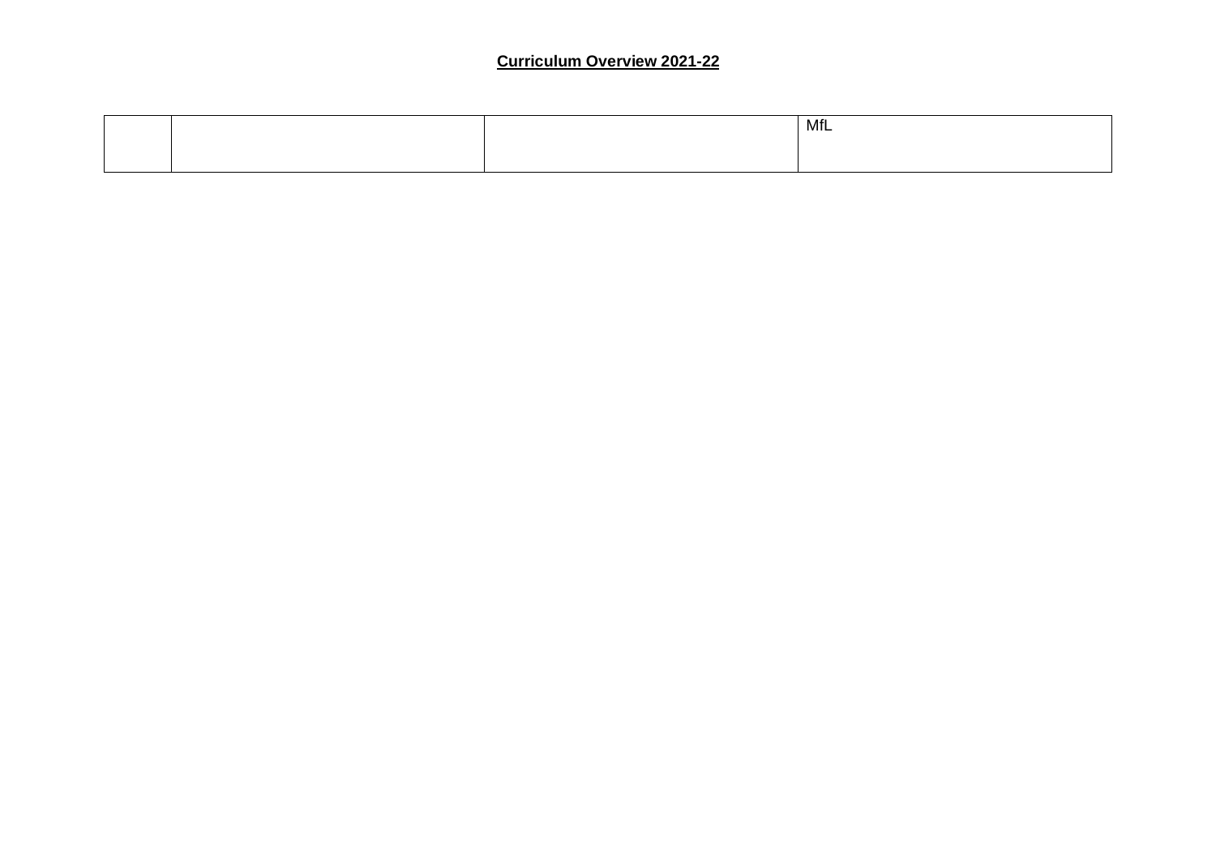**Curriculum Overview 2021-22**

| | | | |
|---|---|---|---|
| | | | MfL |